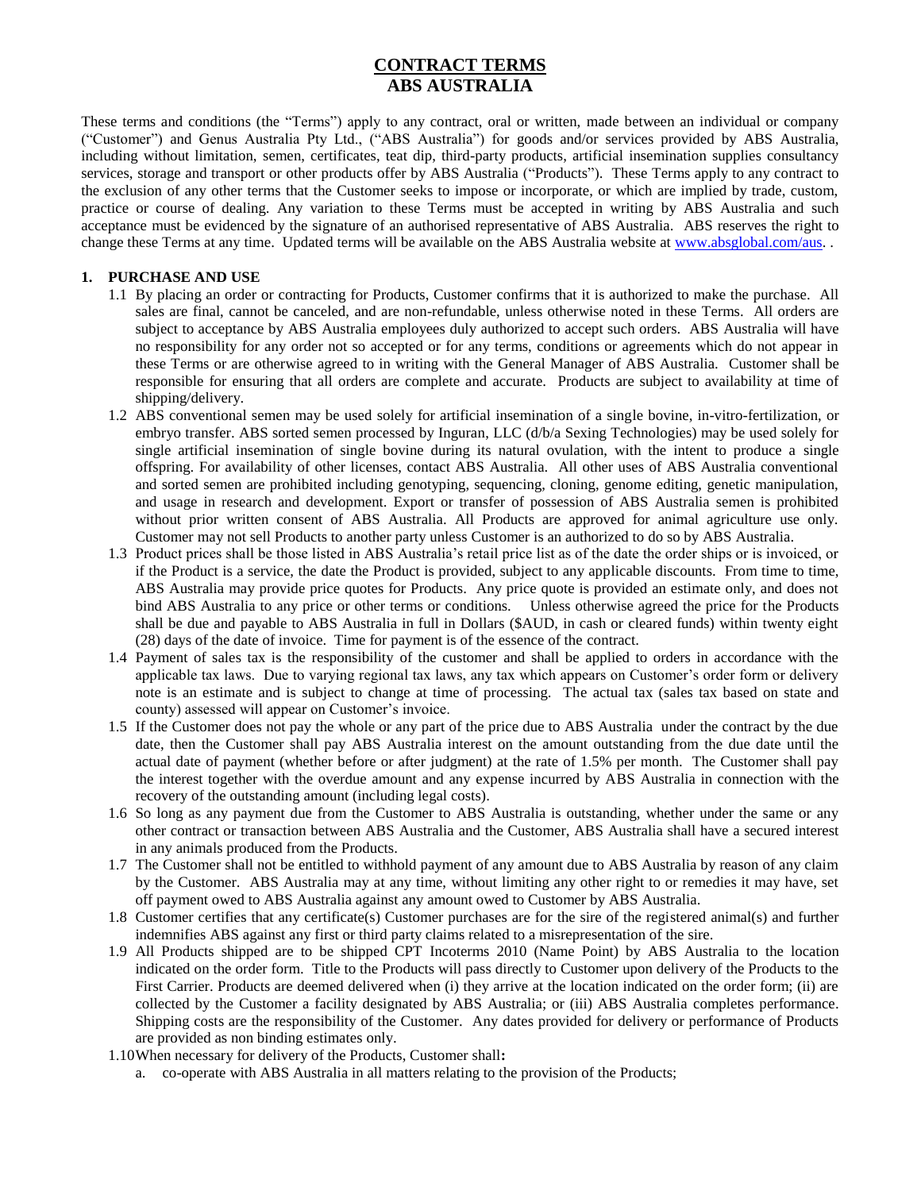# CONTRACT TERMS
## ABS AUSTRALIA

These terms and conditions (the "Terms") apply to any contract, oral or written, made between an individual or company ("Customer") and Genus Australia Pty Ltd., ("ABS Australia") for goods and/or services provided by ABS Australia, including without limitation, semen, certificates, teat dip, third-party products, artificial insemination supplies consultancy services, storage and transport or other products offer by ABS Australia ("Products"). These Terms apply to any contract to the exclusion of any other terms that the Customer seeks to impose or incorporate, or which are implied by trade, custom, practice or course of dealing. Any variation to these Terms must be accepted in writing by ABS Australia and such acceptance must be evidenced by the signature of an authorised representative of ABS Australia. ABS reserves the right to change these Terms at any time. Updated terms will be available on the ABS Australia website at www.absglobal.com/aus. .

**1. PURCHASE AND USE**

1.1 By placing an order or contracting for Products, Customer confirms that it is authorized to make the purchase. All sales are final, cannot be canceled, and are non-refundable, unless otherwise noted in these Terms. All orders are subject to acceptance by ABS Australia employees duly authorized to accept such orders. ABS Australia will have no responsibility for any order not so accepted or for any terms, conditions or agreements which do not appear in these Terms or are otherwise agreed to in writing with the General Manager of ABS Australia. Customer shall be responsible for ensuring that all orders are complete and accurate. Products are subject to availability at time of shipping/delivery.

1.2 ABS conventional semen may be used solely for artificial insemination of a single bovine, in-vitro-fertilization, or embryo transfer. ABS sorted semen processed by Inguran, LLC (d/b/a Sexing Technologies) may be used solely for single artificial insemination of single bovine during its natural ovulation, with the intent to produce a single offspring. For availability of other licenses, contact ABS Australia. All other uses of ABS Australia conventional and sorted semen are prohibited including genotyping, sequencing, cloning, genome editing, genetic manipulation, and usage in research and development. Export or transfer of possession of ABS Australia semen is prohibited without prior written consent of ABS Australia. All Products are approved for animal agriculture use only. Customer may not sell Products to another party unless Customer is an authorized to do so by ABS Australia.

1.3 Product prices shall be those listed in ABS Australia's retail price list as of the date the order ships or is invoiced, or if the Product is a service, the date the Product is provided, subject to any applicable discounts. From time to time, ABS Australia may provide price quotes for Products. Any price quote is provided an estimate only, and does not bind ABS Australia to any price or other terms or conditions. Unless otherwise agreed the price for the Products shall be due and payable to ABS Australia in full in Dollars ($AUD, in cash or cleared funds) within twenty eight (28) days of the date of invoice. Time for payment is of the essence of the contract.

1.4 Payment of sales tax is the responsibility of the customer and shall be applied to orders in accordance with the applicable tax laws. Due to varying regional tax laws, any tax which appears on Customer's order form or delivery note is an estimate and is subject to change at time of processing. The actual tax (sales tax based on state and county) assessed will appear on Customer's invoice.

1.5 If the Customer does not pay the whole or any part of the price due to ABS Australia under the contract by the due date, then the Customer shall pay ABS Australia interest on the amount outstanding from the due date until the actual date of payment (whether before or after judgment) at the rate of 1.5% per month. The Customer shall pay the interest together with the overdue amount and any expense incurred by ABS Australia in connection with the recovery of the outstanding amount (including legal costs).

1.6 So long as any payment due from the Customer to ABS Australia is outstanding, whether under the same or any other contract or transaction between ABS Australia and the Customer, ABS Australia shall have a secured interest in any animals produced from the Products.

1.7 The Customer shall not be entitled to withhold payment of any amount due to ABS Australia by reason of any claim by the Customer. ABS Australia may at any time, without limiting any other right to or remedies it may have, set off payment owed to ABS Australia against any amount owed to Customer by ABS Australia.

1.8 Customer certifies that any certificate(s) Customer purchases are for the sire of the registered animal(s) and further indemnifies ABS against any first or third party claims related to a misrepresentation of the sire.

1.9 All Products shipped are to be shipped CPT Incoterms 2010 (Name Point) by ABS Australia to the location indicated on the order form. Title to the Products will pass directly to Customer upon delivery of the Products to the First Carrier. Products are deemed delivered when (i) they arrive at the location indicated on the order form; (ii) are collected by the Customer a facility designated by ABS Australia; or (iii) ABS Australia completes performance. Shipping costs are the responsibility of the Customer. Any dates provided for delivery or performance of Products are provided as non binding estimates only.

1.10 When necessary for delivery of the Products, Customer shall**:**

a. co-operate with ABS Australia in all matters relating to the provision of the Products;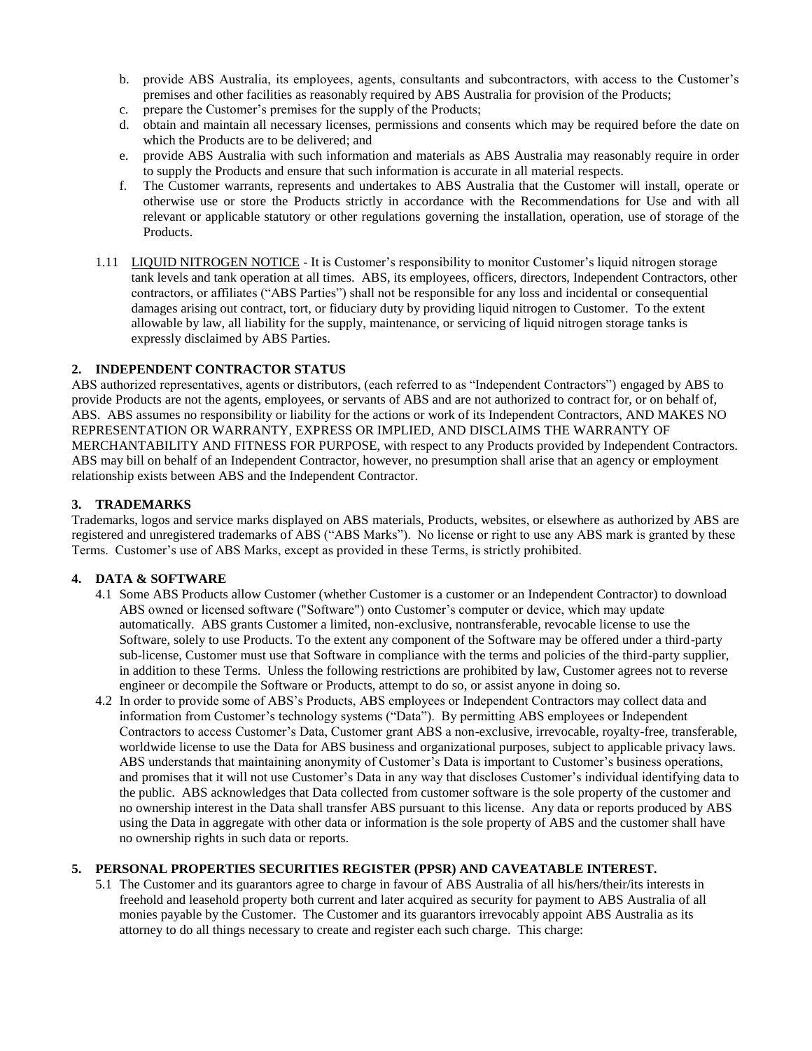b. provide ABS Australia, its employees, agents, consultants and subcontractors, with access to the Customer's premises and other facilities as reasonably required by ABS Australia for provision of the Products;
c. prepare the Customer's premises for the supply of the Products;
d. obtain and maintain all necessary licenses, permissions and consents which may be required before the date on which the Products are to be delivered; and
e. provide ABS Australia with such information and materials as ABS Australia may reasonably require in order to supply the Products and ensure that such information is accurate in all material respects.
f. The Customer warrants, represents and undertakes to ABS Australia that the Customer will install, operate or otherwise use or store the Products strictly in accordance with the Recommendations for Use and with all relevant or applicable statutory or other regulations governing the installation, operation, use of storage of the Products.

1.11 LIQUID NITROGEN NOTICE - It is Customer's responsibility to monitor Customer's liquid nitrogen storage tank levels and tank operation at all times. ABS, its employees, officers, directors, Independent Contractors, other contractors, or affiliates ("ABS Parties") shall not be responsible for any loss and incidental or consequential damages arising out contract, tort, or fiduciary duty by providing liquid nitrogen to Customer. To the extent allowable by law, all liability for the supply, maintenance, or servicing of liquid nitrogen storage tanks is expressly disclaimed by ABS Parties.

## 2. INDEPENDENT CONTRACTOR STATUS

ABS authorized representatives, agents or distributors, (each referred to as "Independent Contractors") engaged by ABS to provide Products are not the agents, employees, or servants of ABS and are not authorized to contract for, or on behalf of, ABS. ABS assumes no responsibility or liability for the actions or work of its Independent Contractors, AND MAKES NO REPRESENTATION OR WARRANTY, EXPRESS OR IMPLIED, AND DISCLAIMS THE WARRANTY OF MERCHANTABILITY AND FITNESS FOR PURPOSE, with respect to any Products provided by Independent Contractors. ABS may bill on behalf of an Independent Contractor, however, no presumption shall arise that an agency or employment relationship exists between ABS and the Independent Contractor.

## 3. TRADEMARKS

Trademarks, logos and service marks displayed on ABS materials, Products, websites, or elsewhere as authorized by ABS are registered and unregistered trademarks of ABS ("ABS Marks"). No license or right to use any ABS mark is granted by these Terms. Customer's use of ABS Marks, except as provided in these Terms, is strictly prohibited.

## 4. DATA & SOFTWARE

4.1 Some ABS Products allow Customer (whether Customer is a customer or an Independent Contractor) to download ABS owned or licensed software ("Software") onto Customer's computer or device, which may update automatically. ABS grants Customer a limited, non-exclusive, nontransferable, revocable license to use the Software, solely to use Products. To the extent any component of the Software may be offered under a third-party sub-license, Customer must use that Software in compliance with the terms and policies of the third-party supplier, in addition to these Terms. Unless the following restrictions are prohibited by law, Customer agrees not to reverse engineer or decompile the Software or Products, attempt to do so, or assist anyone in doing so.

4.2 In order to provide some of ABS's Products, ABS employees or Independent Contractors may collect data and information from Customer's technology systems ("Data"). By permitting ABS employees or Independent Contractors to access Customer's Data, Customer grant ABS a non-exclusive, irrevocable, royalty-free, transferable, worldwide license to use the Data for ABS business and organizational purposes, subject to applicable privacy laws. ABS understands that maintaining anonymity of Customer's Data is important to Customer's business operations, and promises that it will not use Customer's Data in any way that discloses Customer's individual identifying data to the public. ABS acknowledges that Data collected from customer software is the sole property of the customer and no ownership interest in the Data shall transfer ABS pursuant to this license. Any data or reports produced by ABS using the Data in aggregate with other data or information is the sole property of ABS and the customer shall have no ownership rights in such data or reports.

## 5. PERSONAL PROPERTIES SECURITIES REGISTER (PPSR) AND CAVEATABLE INTEREST.

5.1 The Customer and its guarantors agree to charge in favour of ABS Australia of all his/hers/their/its interests in freehold and leasehold property both current and later acquired as security for payment to ABS Australia of all monies payable by the Customer. The Customer and its guarantors irrevocably appoint ABS Australia as its attorney to do all things necessary to create and register each such charge. This charge: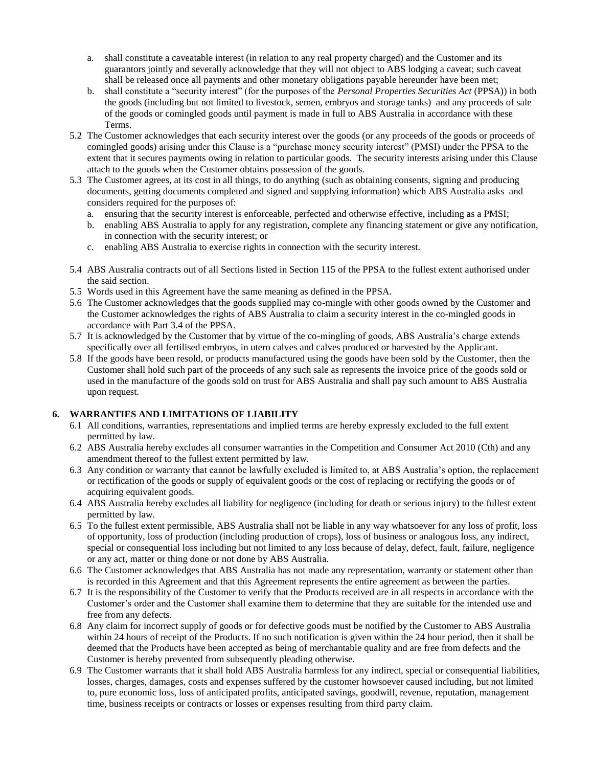a. shall constitute a caveatable interest (in relation to any real property charged) and the Customer and its guarantors jointly and severally acknowledge that they will not object to ABS lodging a caveat; such caveat shall be released once all payments and other monetary obligations payable hereunder have been met;
b. shall constitute a "security interest" (for the purposes of the *Personal Properties Securities Act* (PPSA)) in both the goods (including but not limited to livestock, semen, embryos and storage tanks) and any proceeds of sale of the goods or comingled goods until payment is made in full to ABS Australia in accordance with these Terms.

5.2 The Customer acknowledges that each security interest over the goods (or any proceeds of the goods or proceeds of comingled goods) arising under this Clause is a "purchase money security interest" (PMSI) under the PPSA to the extent that it secures payments owing in relation to particular goods. The security interests arising under this Clause attach to the goods when the Customer obtains possession of the goods.

5.3 The Customer agrees, at its cost in all things, to do anything (such as obtaining consents, signing and producing documents, getting documents completed and signed and supplying information) which ABS Australia asks and considers required for the purposes of:
a. ensuring that the security interest is enforceable, perfected and otherwise effective, including as a PMSI;
b. enabling ABS Australia to apply for any registration, complete any financing statement or give any notification, in connection with the security interest; or
c. enabling ABS Australia to exercise rights in connection with the security interest.

5.4 ABS Australia contracts out of all Sections listed in Section 115 of the PPSA to the fullest extent authorised under the said section.

5.5 Words used in this Agreement have the same meaning as defined in the PPSA.

5.6 The Customer acknowledges that the goods supplied may co-mingle with other goods owned by the Customer and the Customer acknowledges the rights of ABS Australia to claim a security interest in the co-mingled goods in accordance with Part 3.4 of the PPSA.

5.7 It is acknowledged by the Customer that by virtue of the co-mingling of goods, ABS Australia's charge extends specifically over all fertilised embryos, in utero calves and calves produced or harvested by the Applicant.

5.8 If the goods have been resold, or products manufactured using the goods have been sold by the Customer, then the Customer shall hold such part of the proceeds of any such sale as represents the invoice price of the goods sold or used in the manufacture of the goods sold on trust for ABS Australia and shall pay such amount to ABS Australia upon request.

## 6. WARRANTIES AND LIMITATIONS OF LIABILITY

6.1 All conditions, warranties, representations and implied terms are hereby expressly excluded to the full extent permitted by law.

6.2 ABS Australia hereby excludes all consumer warranties in the Competition and Consumer Act 2010 (Cth) and any amendment thereof to the fullest extent permitted by law.

6.3 Any condition or warranty that cannot be lawfully excluded is limited to, at ABS Australia's option, the replacement or rectification of the goods or supply of equivalent goods or the cost of replacing or rectifying the goods or of acquiring equivalent goods.

6.4 ABS Australia hereby excludes all liability for negligence (including for death or serious injury) to the fullest extent permitted by law.

6.5 To the fullest extent permissible, ABS Australia shall not be liable in any way whatsoever for any loss of profit, loss of opportunity, loss of production (including production of crops), loss of business or analogous loss, any indirect, special or consequential loss including but not limited to any loss because of delay, defect, fault, failure, negligence or any act, matter or thing done or not done by ABS Australia.

6.6 The Customer acknowledges that ABS Australia has not made any representation, warranty or statement other than is recorded in this Agreement and that this Agreement represents the entire agreement as between the parties.

6.7 It is the responsibility of the Customer to verify that the Products received are in all respects in accordance with the Customer's order and the Customer shall examine them to determine that they are suitable for the intended use and free from any defects.

6.8 Any claim for incorrect supply of goods or for defective goods must be notified by the Customer to ABS Australia within 24 hours of receipt of the Products. If no such notification is given within the 24 hour period, then it shall be deemed that the Products have been accepted as being of merchantable quality and are free from defects and the Customer is hereby prevented from subsequently pleading otherwise.

6.9 The Customer warrants that it shall hold ABS Australia harmless for any indirect, special or consequential liabilities, losses, charges, damages, costs and expenses suffered by the customer howsoever caused including, but not limited to, pure economic loss, loss of anticipated profits, anticipated savings, goodwill, revenue, reputation, management time, business receipts or contracts or losses or expenses resulting from third party claim.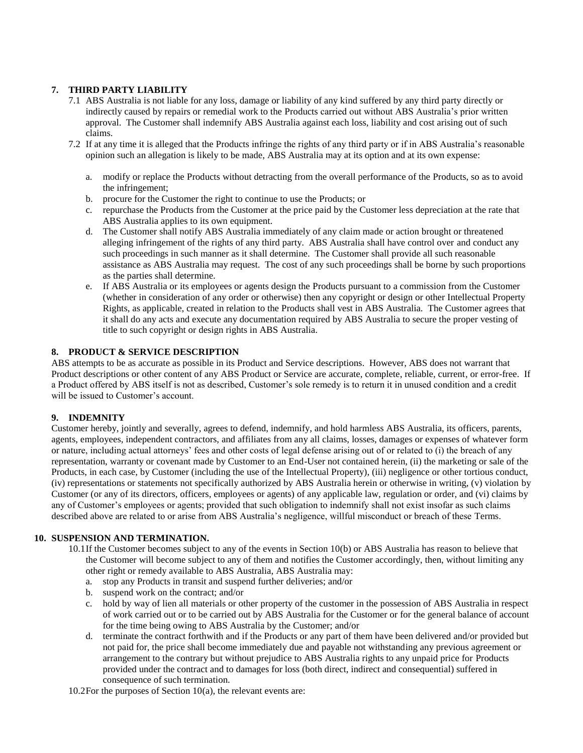## 7. THIRD PARTY LIABILITY

7.1 ABS Australia is not liable for any loss, damage or liability of any kind suffered by any third party directly or indirectly caused by repairs or remedial work to the Products carried out without ABS Australia's prior written approval. The Customer shall indemnify ABS Australia against each loss, liability and cost arising out of such claims.

7.2 If at any time it is alleged that the Products infringe the rights of any third party or if in ABS Australia's reasonable opinion such an allegation is likely to be made, ABS Australia may at its option and at its own expense:

a. modify or replace the Products without detracting from the overall performance of the Products, so as to avoid the infringement;
b. procure for the Customer the right to continue to use the Products; or
c. repurchase the Products from the Customer at the price paid by the Customer less depreciation at the rate that ABS Australia applies to its own equipment.
d. The Customer shall notify ABS Australia immediately of any claim made or action brought or threatened alleging infringement of the rights of any third party. ABS Australia shall have control over and conduct any such proceedings in such manner as it shall determine. The Customer shall provide all such reasonable assistance as ABS Australia may request. The cost of any such proceedings shall be borne by such proportions as the parties shall determine.
e. If ABS Australia or its employees or agents design the Products pursuant to a commission from the Customer (whether in consideration of any order or otherwise) then any copyright or design or other Intellectual Property Rights, as applicable, created in relation to the Products shall vest in ABS Australia. The Customer agrees that it shall do any acts and execute any documentation required by ABS Australia to secure the proper vesting of title to such copyright or design rights in ABS Australia.

## 8. PRODUCT & SERVICE DESCRIPTION

ABS attempts to be as accurate as possible in its Product and Service descriptions. However, ABS does not warrant that Product descriptions or other content of any ABS Product or Service are accurate, complete, reliable, current, or error-free. If a Product offered by ABS itself is not as described, Customer's sole remedy is to return it in unused condition and a credit will be issued to Customer's account.

## 9. INDEMNITY

Customer hereby, jointly and severally, agrees to defend, indemnify, and hold harmless ABS Australia, its officers, parents, agents, employees, independent contractors, and affiliates from any all claims, losses, damages or expenses of whatever form or nature, including actual attorneys' fees and other costs of legal defense arising out of or related to (i) the breach of any representation, warranty or covenant made by Customer to an End-User not contained herein, (ii) the marketing or sale of the Products, in each case, by Customer (including the use of the Intellectual Property), (iii) negligence or other tortious conduct, (iv) representations or statements not specifically authorized by ABS Australia herein or otherwise in writing, (v) violation by Customer (or any of its directors, officers, employees or agents) of any applicable law, regulation or order, and (vi) claims by any of Customer's employees or agents; provided that such obligation to indemnify shall not exist insofar as such claims described above are related to or arise from ABS Australia's negligence, willful misconduct or breach of these Terms.

## 10. SUSPENSION AND TERMINATION.

10.1 If the Customer becomes subject to any of the events in Section 10(b) or ABS Australia has reason to believe that the Customer will become subject to any of them and notifies the Customer accordingly, then, without limiting any other right or remedy available to ABS Australia, ABS Australia may:

a. stop any Products in transit and suspend further deliveries; and/or
b. suspend work on the contract; and/or
c. hold by way of lien all materials or other property of the customer in the possession of ABS Australia in respect of work carried out or to be carried out by ABS Australia for the Customer or for the general balance of account for the time being owing to ABS Australia by the Customer; and/or
d. terminate the contract forthwith and if the Products or any part of them have been delivered and/or provided but not paid for, the price shall become immediately due and payable not withstanding any previous agreement or arrangement to the contrary but without prejudice to ABS Australia rights to any unpaid price for Products provided under the contract and to damages for loss (both direct, indirect and consequential) suffered in consequence of such termination.

10.2 For the purposes of Section 10(a), the relevant events are: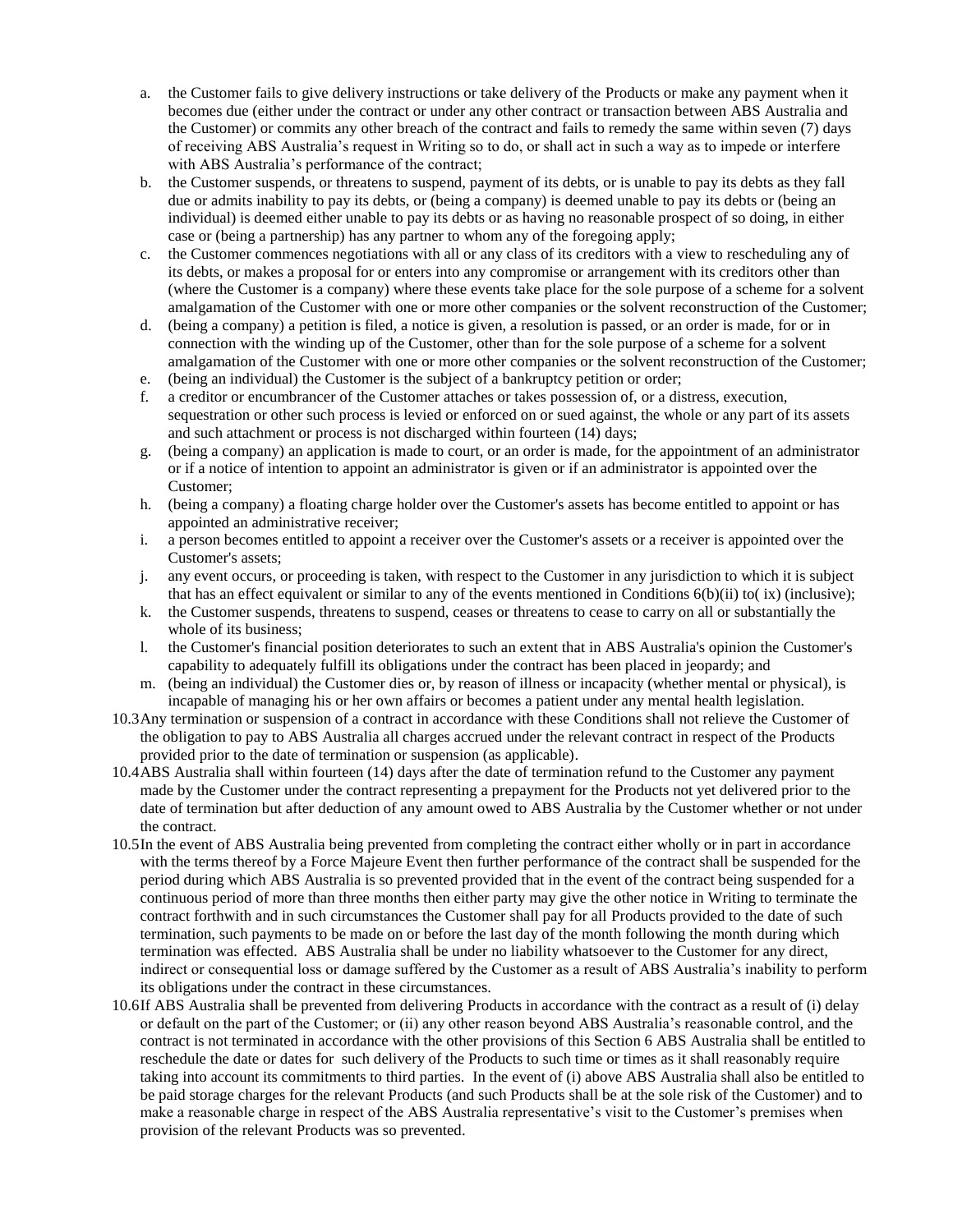a. the Customer fails to give delivery instructions or take delivery of the Products or make any payment when it becomes due (either under the contract or under any other contract or transaction between ABS Australia and the Customer) or commits any other breach of the contract and fails to remedy the same within seven (7) days of receiving ABS Australia's request in Writing so to do, or shall act in such a way as to impede or interfere with ABS Australia's performance of the contract;
b. the Customer suspends, or threatens to suspend, payment of its debts, or is unable to pay its debts as they fall due or admits inability to pay its debts, or (being a company) is deemed unable to pay its debts or (being an individual) is deemed either unable to pay its debts or as having no reasonable prospect of so doing, in either case or (being a partnership) has any partner to whom any of the foregoing apply;
c. the Customer commences negotiations with all or any class of its creditors with a view to rescheduling any of its debts, or makes a proposal for or enters into any compromise or arrangement with its creditors other than (where the Customer is a company) where these events take place for the sole purpose of a scheme for a solvent amalgamation of the Customer with one or more other companies or the solvent reconstruction of the Customer;
d. (being a company) a petition is filed, a notice is given, a resolution is passed, or an order is made, for or in connection with the winding up of the Customer, other than for the sole purpose of a scheme for a solvent amalgamation of the Customer with one or more other companies or the solvent reconstruction of the Customer;
e. (being an individual) the Customer is the subject of a bankruptcy petition or order;
f. a creditor or encumbrancer of the Customer attaches or takes possession of, or a distress, execution, sequestration or other such process is levied or enforced on or sued against, the whole or any part of its assets and such attachment or process is not discharged within fourteen (14) days;
g. (being a company) an application is made to court, or an order is made, for the appointment of an administrator or if a notice of intention to appoint an administrator is given or if an administrator is appointed over the Customer;
h. (being a company) a floating charge holder over the Customer's assets has become entitled to appoint or has appointed an administrative receiver;
i. a person becomes entitled to appoint a receiver over the Customer's assets or a receiver is appointed over the Customer's assets;
j. any event occurs, or proceeding is taken, with respect to the Customer in any jurisdiction to which it is subject that has an effect equivalent or similar to any of the events mentioned in Conditions 6(b)(ii) to( ix) (inclusive);
k. the Customer suspends, threatens to suspend, ceases or threatens to cease to carry on all or substantially the whole of its business;
l. the Customer's financial position deteriorates to such an extent that in ABS Australia's opinion the Customer's capability to adequately fulfill its obligations under the contract has been placed in jeopardy; and
m. (being an individual) the Customer dies or, by reason of illness or incapacity (whether mental or physical), is incapable of managing his or her own affairs or becomes a patient under any mental health legislation.

10.3 Any termination or suspension of a contract in accordance with these Conditions shall not relieve the Customer of the obligation to pay to ABS Australia all charges accrued under the relevant contract in respect of the Products provided prior to the date of termination or suspension (as applicable).

10.4 ABS Australia shall within fourteen (14) days after the date of termination refund to the Customer any payment made by the Customer under the contract representing a prepayment for the Products not yet delivered prior to the date of termination but after deduction of any amount owed to ABS Australia by the Customer whether or not under the contract.

10.5 In the event of ABS Australia being prevented from completing the contract either wholly or in part in accordance with the terms thereof by a Force Majeure Event then further performance of the contract shall be suspended for the period during which ABS Australia is so prevented provided that in the event of the contract being suspended for a continuous period of more than three months then either party may give the other notice in Writing to terminate the contract forthwith and in such circumstances the Customer shall pay for all Products provided to the date of such termination, such payments to be made on or before the last day of the month following the month during which termination was effected. ABS Australia shall be under no liability whatsoever to the Customer for any direct, indirect or consequential loss or damage suffered by the Customer as a result of ABS Australia's inability to perform its obligations under the contract in these circumstances.

10.6 If ABS Australia shall be prevented from delivering Products in accordance with the contract as a result of (i) delay or default on the part of the Customer; or (ii) any other reason beyond ABS Australia's reasonable control, and the contract is not terminated in accordance with the other provisions of this Section 6 ABS Australia shall be entitled to reschedule the date or dates for such delivery of the Products to such time or times as it shall reasonably require taking into account its commitments to third parties. In the event of (i) above ABS Australia shall also be entitled to be paid storage charges for the relevant Products (and such Products shall be at the sole risk of the Customer) and to make a reasonable charge in respect of the ABS Australia representative's visit to the Customer's premises when provision of the relevant Products was so prevented.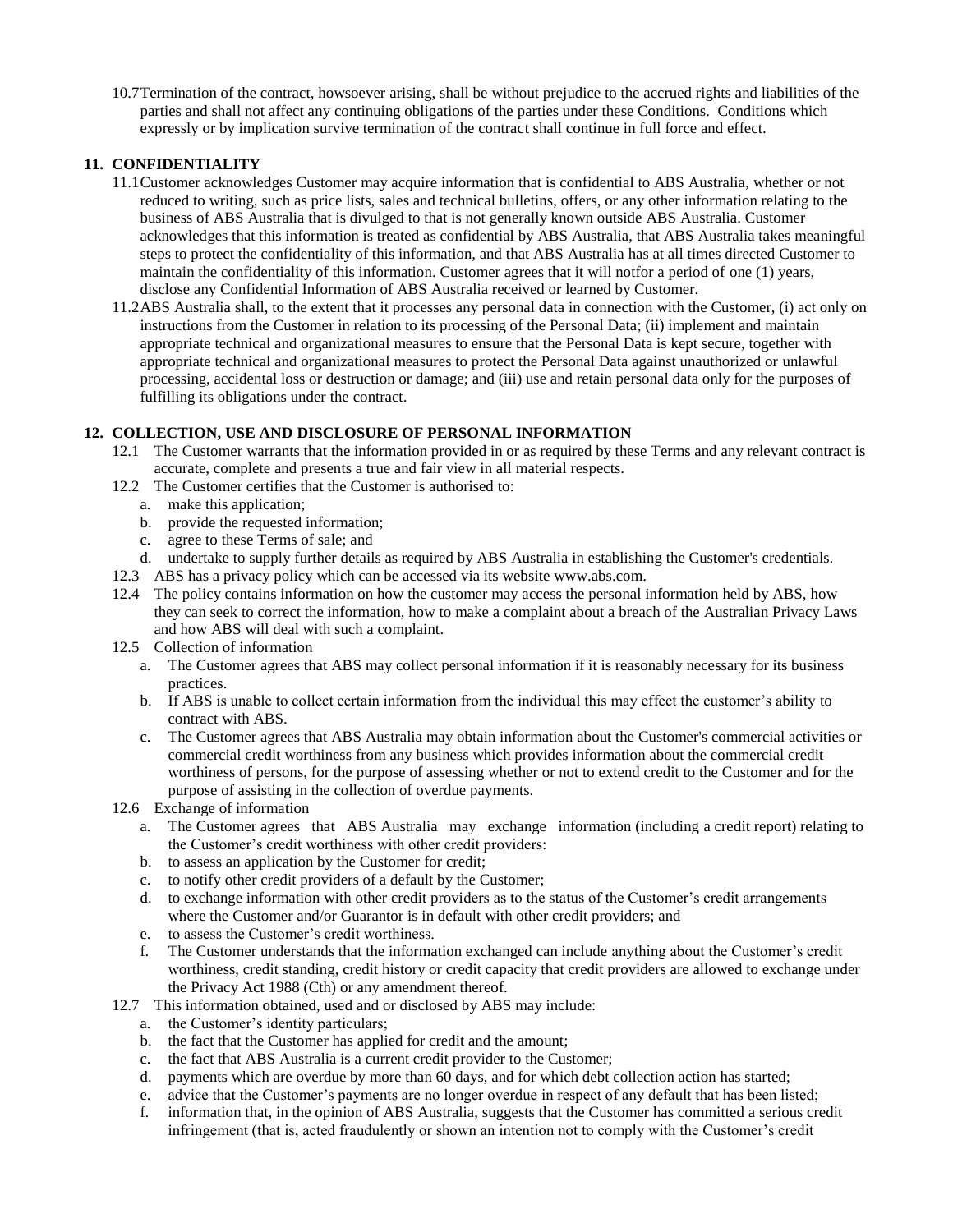10.7 Termination of the contract, howsoever arising, shall be without prejudice to the accrued rights and liabilities of the parties and shall not affect any continuing obligations of the parties under these Conditions. Conditions which expressly or by implication survive termination of the contract shall continue in full force and effect.

## 11. CONFIDENTIALITY

11.1 Customer acknowledges Customer may acquire information that is confidential to ABS Australia, whether or not reduced to writing, such as price lists, sales and technical bulletins, offers, or any other information relating to the business of ABS Australia that is divulged to that is not generally known outside ABS Australia. Customer acknowledges that this information is treated as confidential by ABS Australia, that ABS Australia takes meaningful steps to protect the confidentiality of this information, and that ABS Australia has at all times directed Customer to maintain the confidentiality of this information. Customer agrees that it will notfor a period of one (1) years, disclose any Confidential Information of ABS Australia received or learned by Customer.

11.2 ABS Australia shall, to the extent that it processes any personal data in connection with the Customer, (i) act only on instructions from the Customer in relation to its processing of the Personal Data; (ii) implement and maintain appropriate technical and organizational measures to ensure that the Personal Data is kept secure, together with appropriate technical and organizational measures to protect the Personal Data against unauthorized or unlawful processing, accidental loss or destruction or damage; and (iii) use and retain personal data only for the purposes of fulfilling its obligations under the contract.

## 12. COLLECTION, USE AND DISCLOSURE OF PERSONAL INFORMATION

12.1 The Customer warrants that the information provided in or as required by these Terms and any relevant contract is accurate, complete and presents a true and fair view in all material respects.

12.2 The Customer certifies that the Customer is authorised to:

a. make this application;
b. provide the requested information;
c. agree to these Terms of sale; and
d. undertake to supply further details as required by ABS Australia in establishing the Customer's credentials.

12.3 ABS has a privacy policy which can be accessed via its website www.abs.com.

12.4 The policy contains information on how the customer may access the personal information held by ABS, how they can seek to correct the information, how to make a complaint about a breach of the Australian Privacy Laws and how ABS will deal with such a complaint.

12.5 Collection of information

a. The Customer agrees that ABS may collect personal information if it is reasonably necessary for its business practices.
b. If ABS is unable to collect certain information from the individual this may effect the customer's ability to contract with ABS.
c. The Customer agrees that ABS Australia may obtain information about the Customer's commercial activities or commercial credit worthiness from any business which provides information about the commercial credit worthiness of persons, for the purpose of assessing whether or not to extend credit to the Customer and for the purpose of assisting in the collection of overdue payments.

12.6 Exchange of information

a. The Customer agrees that ABS Australia may exchange information (including a credit report) relating to the Customer's credit worthiness with other credit providers:
b. to assess an application by the Customer for credit;
c. to notify other credit providers of a default by the Customer;
d. to exchange information with other credit providers as to the status of the Customer's credit arrangements where the Customer and/or Guarantor is in default with other credit providers; and
e. to assess the Customer's credit worthiness.
f. The Customer understands that the information exchanged can include anything about the Customer's credit worthiness, credit standing, credit history or credit capacity that credit providers are allowed to exchange under the Privacy Act 1988 (Cth) or any amendment thereof.

12.7 This information obtained, used and or disclosed by ABS may include:

a. the Customer's identity particulars;
b. the fact that the Customer has applied for credit and the amount;
c. the fact that ABS Australia is a current credit provider to the Customer;
d. payments which are overdue by more than 60 days, and for which debt collection action has started;
e. advice that the Customer's payments are no longer overdue in respect of any default that has been listed;
f. information that, in the opinion of ABS Australia, suggests that the Customer has committed a serious credit infringement (that is, acted fraudulently or shown an intention not to comply with the Customer's credit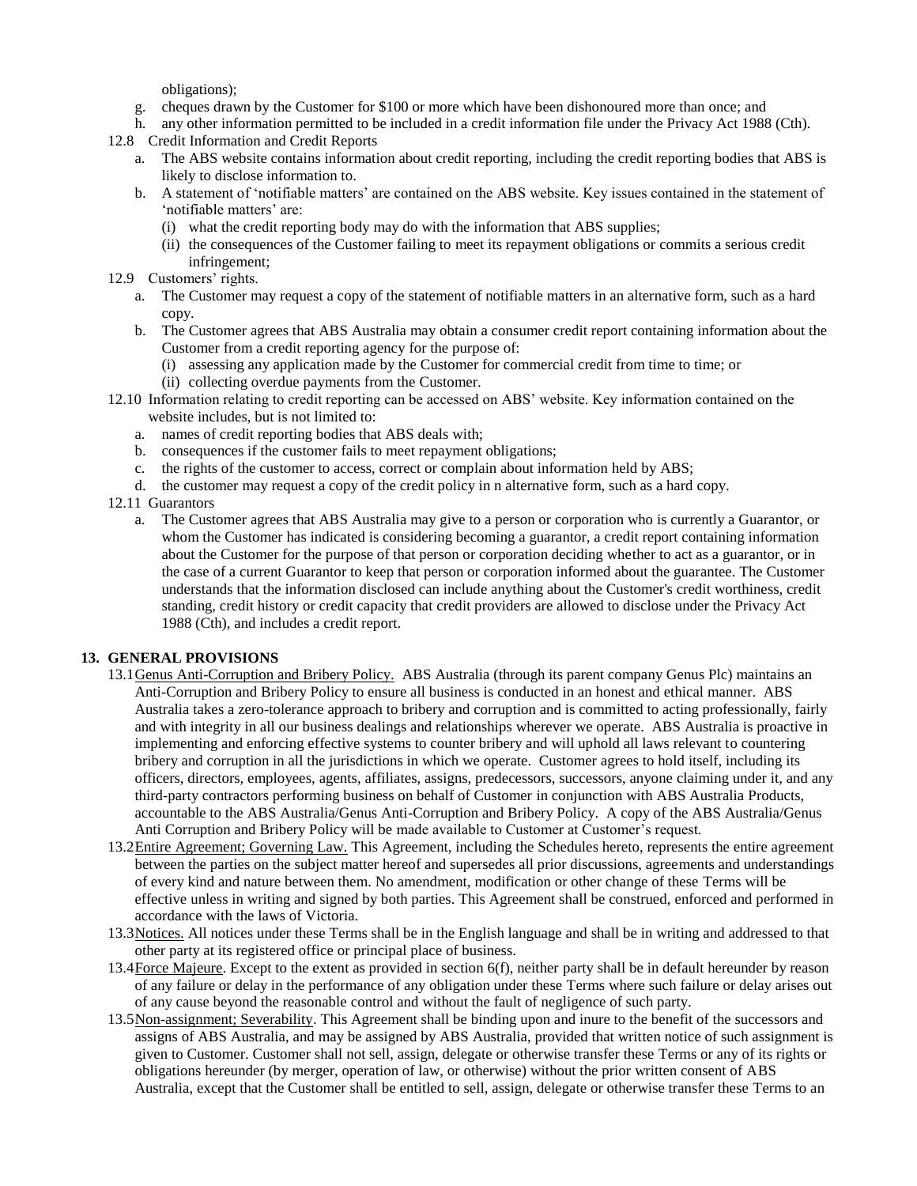obligations);

g. cheques drawn by the Customer for $100 or more which have been dishonoured more than once; and
h. any other information permitted to be included in a credit information file under the Privacy Act 1988 (Cth).

12.8 Credit Information and Credit Reports

a. The ABS website contains information about credit reporting, including the credit reporting bodies that ABS is likely to disclose information to.
b. A statement of 'notifiable matters' are contained on the ABS website. Key issues contained in the statement of 'notifiable matters' are:
   (i) what the credit reporting body may do with the information that ABS supplies;
   (ii) the consequences of the Customer failing to meet its repayment obligations or commits a serious credit infringement;

12.9 Customers' rights.

a. The Customer may request a copy of the statement of notifiable matters in an alternative form, such as a hard copy.
b. The Customer agrees that ABS Australia may obtain a consumer credit report containing information about the Customer from a credit reporting agency for the purpose of:
   (i) assessing any application made by the Customer for commercial credit from time to time; or
   (ii) collecting overdue payments from the Customer.

12.10 Information relating to credit reporting can be accessed on ABS' website. Key information contained on the website includes, but is not limited to:

a. names of credit reporting bodies that ABS deals with;
b. consequences if the customer fails to meet repayment obligations;
c. the rights of the customer to access, correct or complain about information held by ABS;
d. the customer may request a copy of the credit policy in n alternative form, such as a hard copy.

12.11 Guarantors

a. The Customer agrees that ABS Australia may give to a person or corporation who is currently a Guarantor, or whom the Customer has indicated is considering becoming a guarantor, a credit report containing information about the Customer for the purpose of that person or corporation deciding whether to act as a guarantor, or in the case of a current Guarantor to keep that person or corporation informed about the guarantee. The Customer understands that the information disclosed can include anything about the Customer's credit worthiness, credit standing, credit history or credit capacity that credit providers are allowed to disclose under the Privacy Act 1988 (Cth), and includes a credit report.

## 13. GENERAL PROVISIONS

13.1 Genus Anti-Corruption and Bribery Policy. ABS Australia (through its parent company Genus Plc) maintains an Anti-Corruption and Bribery Policy to ensure all business is conducted in an honest and ethical manner. ABS Australia takes a zero-tolerance approach to bribery and corruption and is committed to acting professionally, fairly and with integrity in all our business dealings and relationships wherever we operate. ABS Australia is proactive in implementing and enforcing effective systems to counter bribery and will uphold all laws relevant to countering bribery and corruption in all the jurisdictions in which we operate. Customer agrees to hold itself, including its officers, directors, employees, agents, affiliates, assigns, predecessors, successors, anyone claiming under it, and any third-party contractors performing business on behalf of Customer in conjunction with ABS Australia Products, accountable to the ABS Australia/Genus Anti-Corruption and Bribery Policy. A copy of the ABS Australia/Genus Anti Corruption and Bribery Policy will be made available to Customer at Customer's request.

13.2 Entire Agreement; Governing Law. This Agreement, including the Schedules hereto, represents the entire agreement between the parties on the subject matter hereof and supersedes all prior discussions, agreements and understandings of every kind and nature between them. No amendment, modification or other change of these Terms will be effective unless in writing and signed by both parties. This Agreement shall be construed, enforced and performed in accordance with the laws of Victoria.

13.3 Notices. All notices under these Terms shall be in the English language and shall be in writing and addressed to that other party at its registered office or principal place of business.

13.4 Force Majeure. Except to the extent as provided in section 6(f), neither party shall be in default hereunder by reason of any failure or delay in the performance of any obligation under these Terms where such failure or delay arises out of any cause beyond the reasonable control and without the fault of negligence of such party.

13.5 Non-assignment; Severability. This Agreement shall be binding upon and inure to the benefit of the successors and assigns of ABS Australia, and may be assigned by ABS Australia, provided that written notice of such assignment is given to Customer. Customer shall not sell, assign, delegate or otherwise transfer these Terms or any of its rights or obligations hereunder (by merger, operation of law, or otherwise) without the prior written consent of ABS Australia, except that the Customer shall be entitled to sell, assign, delegate or otherwise transfer these Terms to an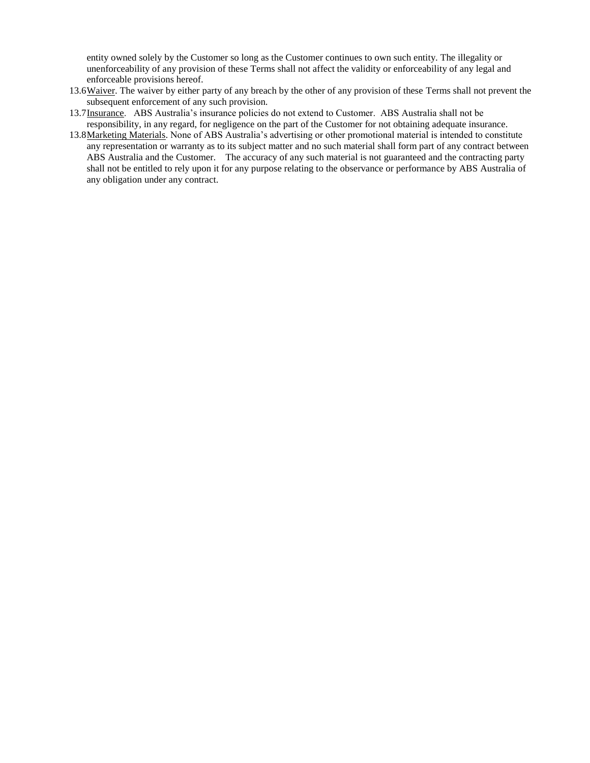entity owned solely by the Customer so long as the Customer continues to own such entity. The illegality or unenforceability of any provision of these Terms shall not affect the validity or enforceability of any legal and enforceable provisions hereof.

13.6 Waiver. The waiver by either party of any breach by the other of any provision of these Terms shall not prevent the subsequent enforcement of any such provision.

13.7 Insurance. ABS Australia's insurance policies do not extend to Customer. ABS Australia shall not be responsibility, in any regard, for negligence on the part of the Customer for not obtaining adequate insurance.

13.8 Marketing Materials. None of ABS Australia's advertising or other promotional material is intended to constitute any representation or warranty as to its subject matter and no such material shall form part of any contract between ABS Australia and the Customer. The accuracy of any such material is not guaranteed and the contracting party shall not be entitled to rely upon it for any purpose relating to the observance or performance by ABS Australia of any obligation under any contract.